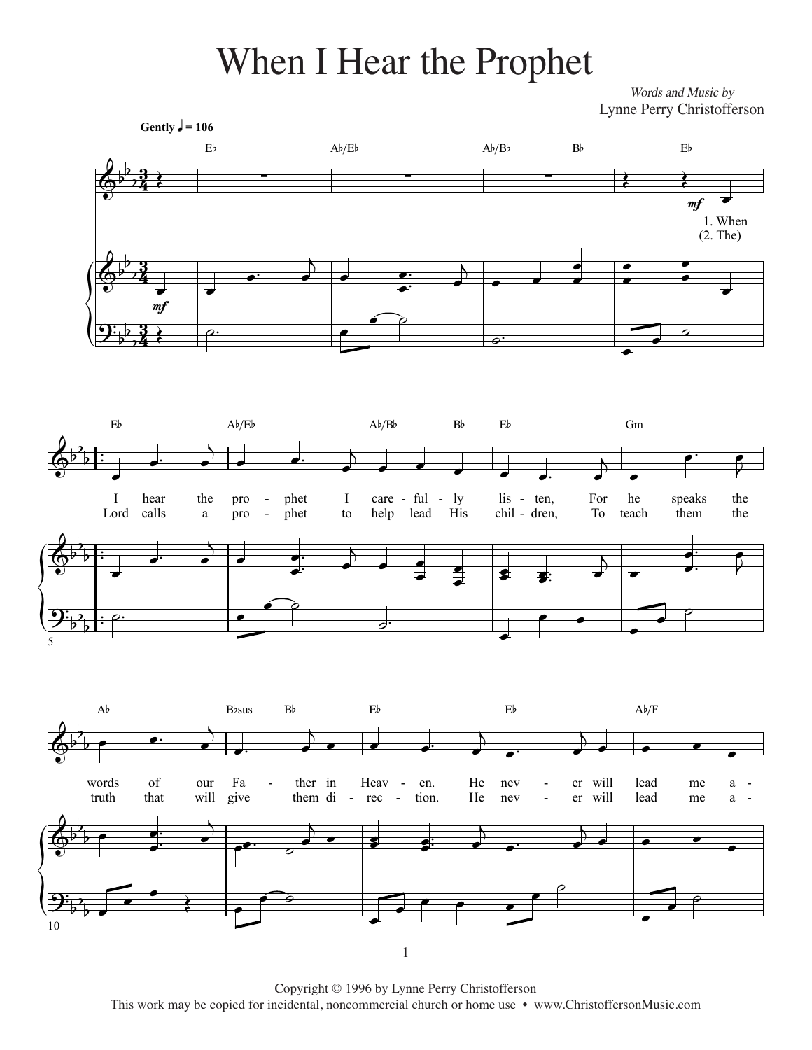# When I Hear the Prophet

*Words and Music by*
Lynne Perry Christofferson

**Gently** ♩ = 106

1. When I hear the prophet I carefully listen, For he speaks the words of our Father in Heaven. He never will lead me a-

2. The Lord calls a prophet to help lead His children, To teach them the truth that will give them direction. He never will lead me a-

Copyright © 1996 by Lynne Perry Christofferson
This work may be copied for incidental, noncommercial church or home use • www.ChristoffersonMusic.com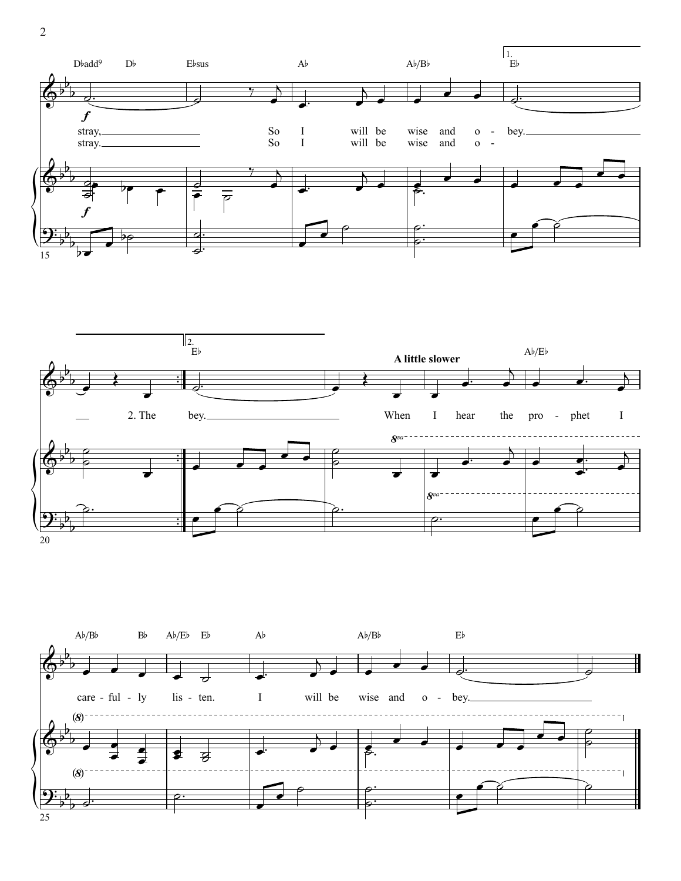D♭add9 D♭ E♭sus A♭ A♭/B♭ 1. E♭

*f*

stray, So I will be wise and o - bey.
stray. So I will be wise and o -

2. E♭

**A little slower**

A♭/E♭

2. The bey. When I hear the pro - phet I

A♭/B♭ B♭ A♭/E♭ E♭ A♭ A♭/B♭ E♭

care - ful - ly lis - ten. I will be wise and o - bey.